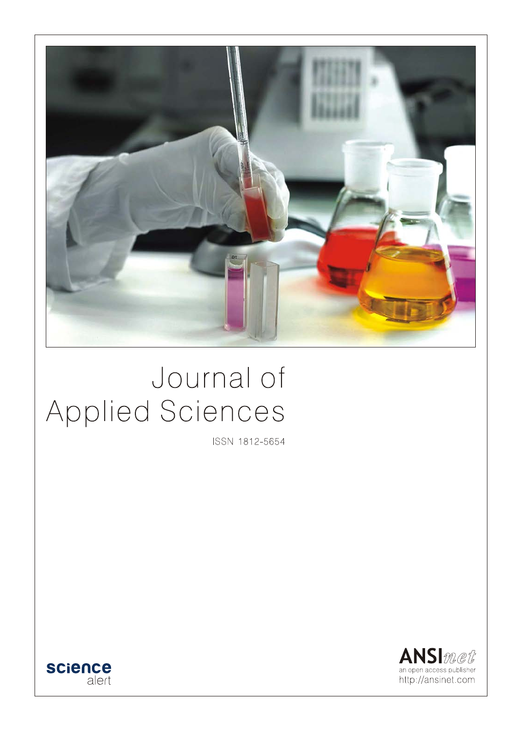# Journal of Applied Sciences

ISSN 1812-5654

science alert

ANSInet
an open access publisher
http://ansinet.com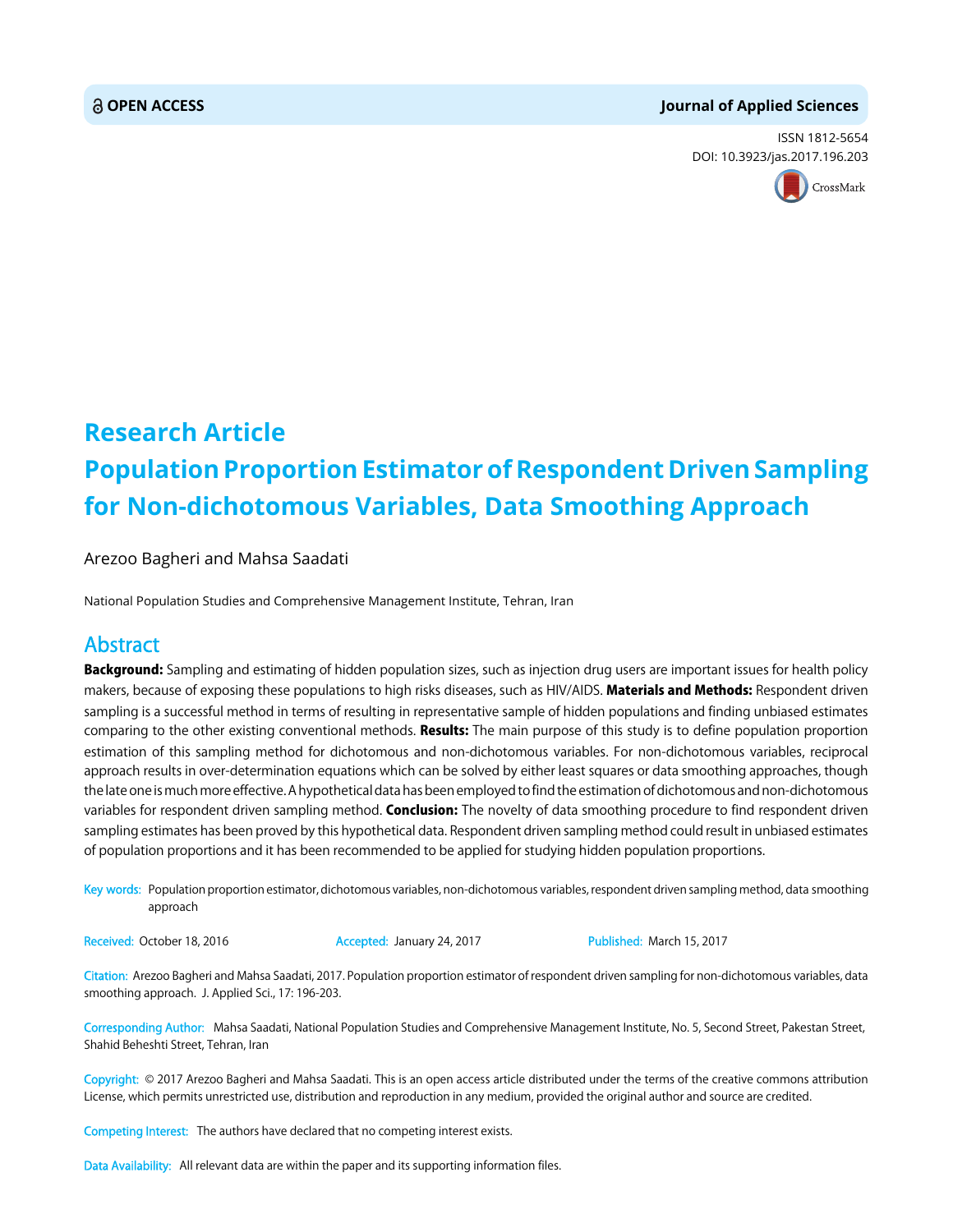OPEN ACCESS

Journal of Applied Sciences

ISSN 1812-5654
DOI: 10.3923/jas.2017.196.203

# Research Article
# Population Proportion Estimator of Respondent Driven Sampling for Non-dichotomous Variables, Data Smoothing Approach

Arezoo Bagheri and Mahsa Saadati

National Population Studies and Comprehensive Management Institute, Tehran, Iran

## Abstract

**Background:** Sampling and estimating of hidden population sizes, such as injection drug users are important issues for health policy makers, because of exposing these populations to high risks diseases, such as HIV/AIDS. **Materials and Methods:** Respondent driven sampling is a successful method in terms of resulting in representative sample of hidden populations and finding unbiased estimates comparing to the other existing conventional methods. **Results:** The main purpose of this study is to define population proportion estimation of this sampling method for dichotomous and non-dichotomous variables. For non-dichotomous variables, reciprocal approach results in over-determination equations which can be solved by either least squares or data smoothing approaches, though the late one is much more effective. A hypothetical data has been employed to find the estimation of dichotomous and non-dichotomous variables for respondent driven sampling method. **Conclusion:** The novelty of data smoothing procedure to find respondent driven sampling estimates has been proved by this hypothetical data. Respondent driven sampling method could result in unbiased estimates of population proportions and it has been recommended to be applied for studying hidden population proportions.

**Key words:** Population proportion estimator, dichotomous variables, non-dichotomous variables, respondent driven sampling method, data smoothing approach

**Received:** October 18, 2016 **Accepted:** January 24, 2017 **Published:** March 15, 2017

**Citation:** Arezoo Bagheri and Mahsa Saadati, 2017. Population proportion estimator of respondent driven sampling for non-dichotomous variables, data smoothing approach. J. Applied Sci., 17: 196-203.

**Corresponding Author:** Mahsa Saadati, National Population Studies and Comprehensive Management Institute, No. 5, Second Street, Pakestan Street, Shahid Beheshti Street, Tehran, Iran

**Copyright:** © 2017 Arezoo Bagheri and Mahsa Saadati. This is an open access article distributed under the terms of the creative commons attribution License, which permits unrestricted use, distribution and reproduction in any medium, provided the original author and source are credited.

**Competing Interest:** The authors have declared that no competing interest exists.

**Data Availability:** All relevant data are within the paper and its supporting information files.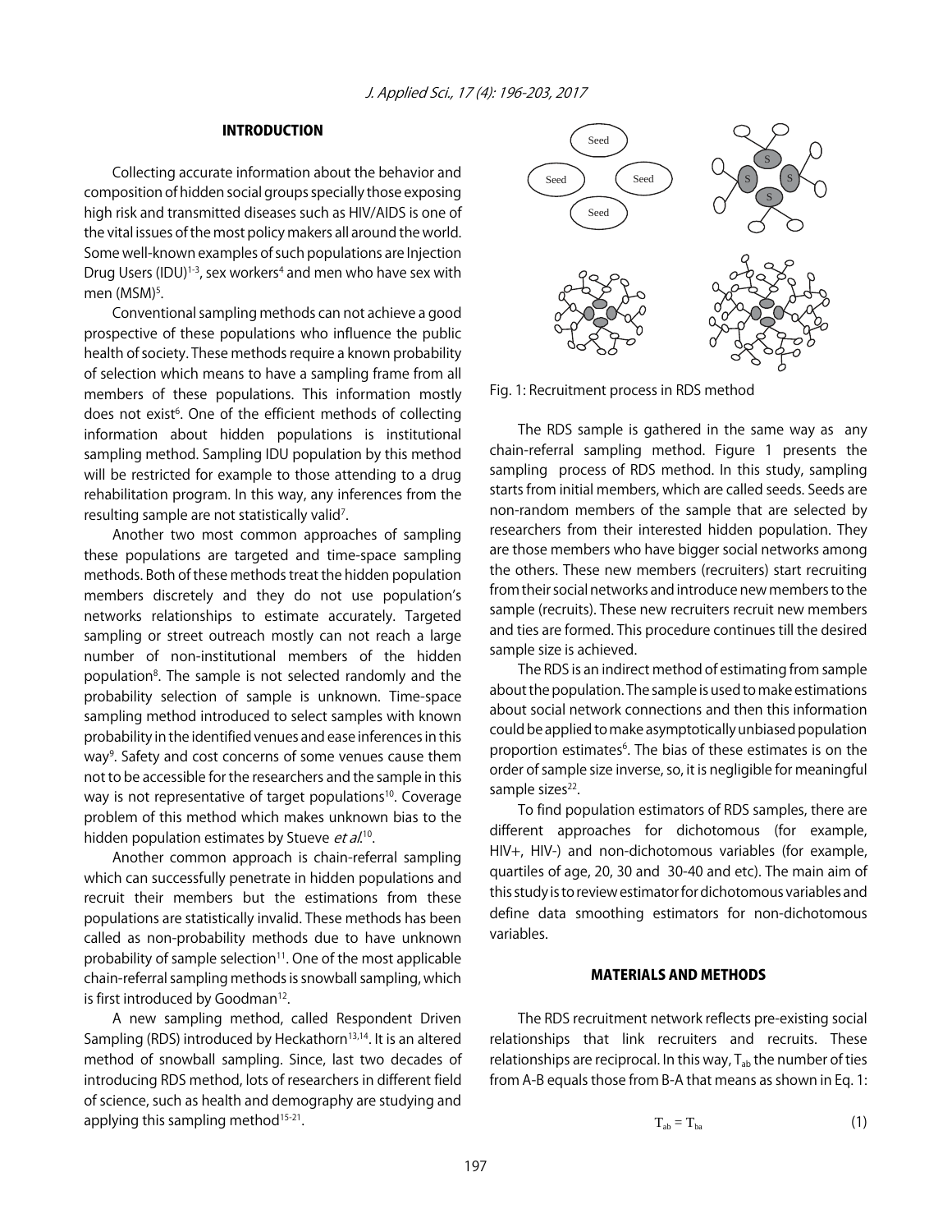## INTRODUCTION

Collecting accurate information about the behavior and composition of hidden social groups specially those exposing high risk and transmitted diseases such as HIV/AIDS is one of the vital issues of the most policy makers all around the world. Some well-known examples of such populations are Injection Drug Users (IDU)[1-3], sex workers[4] and men who have sex with men (MSM)[5].

Conventional sampling methods can not achieve a good prospective of these populations who influence the public health of society. These methods require a known probability of selection which means to have a sampling frame from all members of these populations. This information mostly does not exist[6]. One of the efficient methods of collecting information about hidden populations is institutional sampling method. Sampling IDU population by this method will be restricted for example to those attending to a drug rehabilitation program. In this way, any inferences from the resulting sample are not statistically valid[7].

Another two most common approaches of sampling these populations are targeted and time-space sampling methods. Both of these methods treat the hidden population members discretely and they do not use population's networks relationships to estimate accurately. Targeted sampling or street outreach mostly can not reach a large number of non-institutional members of the hidden population[8]. The sample is not selected randomly and the probability selection of sample is unknown. Time-space sampling method introduced to select samples with known probability in the identified venues and ease inferences in this way[9]. Safety and cost concerns of some venues cause them not to be accessible for the researchers and the sample in this way is not representative of target populations[10]. Coverage problem of this method which makes unknown bias to the hidden population estimates by Stueve *et al.*[10].

Another common approach is chain-referral sampling which can successfully penetrate in hidden populations and recruit their members but the estimations from these populations are statistically invalid. These methods has been called as non-probability methods due to have unknown probability of sample selection[11]. One of the most applicable chain-referral sampling methods is snowball sampling, which is first introduced by Goodman[12].

A new sampling method, called Respondent Driven Sampling (RDS) introduced by Heckathorn[13,14]. It is an altered method of snowball sampling. Since, last two decades of introducing RDS method, lots of researchers in different field of science, such as health and demography are studying and applying this sampling method[15-21].

Fig. 1: Recruitment process in RDS method

The RDS sample is gathered in the same way as any chain-referral sampling method. Figure 1 presents the sampling process of RDS method. In this study, sampling starts from initial members, which are called seeds. Seeds are non-random members of the sample that are selected by researchers from their interested hidden population. They are those members who have bigger social networks among the others. These new members (recruiters) start recruiting from their social networks and introduce new members to the sample (recruits). These new recruiters recruit new members and ties are formed. This procedure continues till the desired sample size is achieved.

The RDS is an indirect method of estimating from sample about the population. The sample is used to make estimations about social network connections and then this information could be applied to make asymptotically unbiased population proportion estimates[6]. The bias of these estimates is on the order of sample size inverse, so, it is negligible for meaningful sample sizes[22].

To find population estimators of RDS samples, there are different approaches for dichotomous (for example, HIV+, HIV-) and non-dichotomous variables (for example, quartiles of age, 20, 30 and 30-40 and etc). The main aim of this study is to review estimator for dichotomous variables and define data smoothing estimators for non-dichotomous variables.

## MATERIALS AND METHODS

The RDS recruitment network reflects pre-existing social relationships that link recruiters and recruits. These relationships are reciprocal. In this way, $T_{ab}$ the number of ties from A-B equals those from B-A that means as shown in Eq. 1:

$$T_{ab} = T_{ba} \tag{1}$$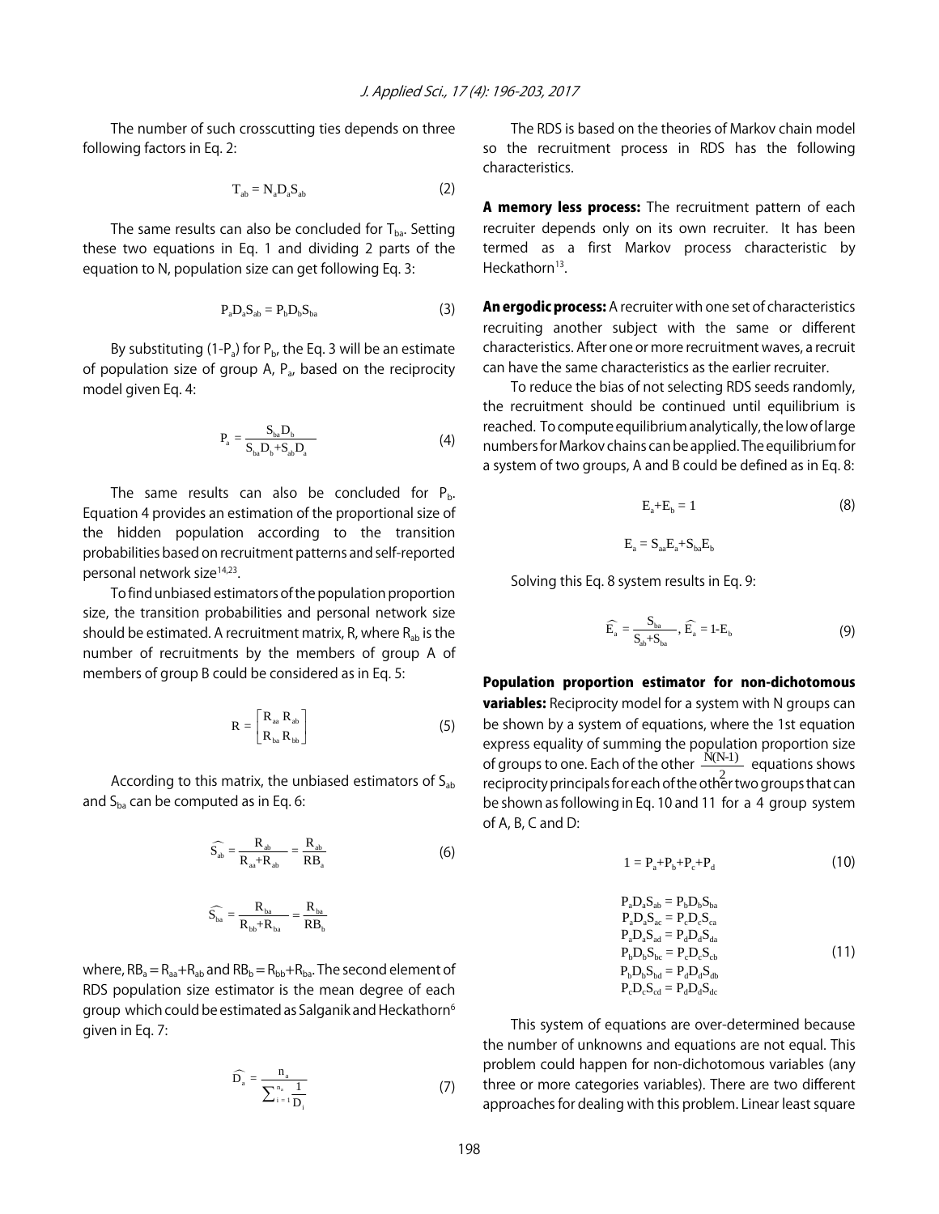The number of such crosscutting ties depends on three following factors in Eq. 2:

$$T_{ab} = N_a D_a S_{ab} \tag{2}$$

The same results can also be concluded for $T_{ba}$. Setting these two equations in Eq. 1 and dividing 2 parts of the equation to N, population size can get following Eq. 3:

$$P_a D_a S_{ab} = P_b D_b S_{ba} \tag{3}$$

By substituting (1-$P_a$) for $P_b$, the Eq. 3 will be an estimate of population size of group A, $P_a$, based on the reciprocity model given Eq. 4:

$$P_a = \frac{S_{ba} D_b}{S_{ba} D_b + S_{ab} D_a} \tag{4}$$

The same results can also be concluded for $P_b$. Equation 4 provides an estimation of the proportional size of the hidden population according to the transition probabilities based on recruitment patterns and self-reported personal network size[14,23].

To find unbiased estimators of the population proportion size, the transition probabilities and personal network size should be estimated. A recruitment matrix, R, where $R_{ab}$ is the number of recruitments by the members of group A of members of group B could be considered as in Eq. 5:

$$R = \begin{bmatrix} R_{aa} & R_{ab} \\ R_{ba} & R_{bb} \end{bmatrix} \tag{5}$$

According to this matrix, the unbiased estimators of $S_{ab}$ and $S_{ba}$ can be computed as in Eq. 6:

$$\widehat{S_{ab}} = \frac{R_{ab}}{R_{aa}+R_{ab}} = \frac{R_{ab}}{RB_a} \tag{6}$$

$$\widehat{S_{ba}} = \frac{R_{ba}}{R_{bb}+R_{ba}} = \frac{R_{ba}}{RB_b}$$

where, $RB_a = R_{aa}+R_{ab}$ and $RB_b = R_{bb}+R_{ba}$. The second element of RDS population size estimator is the mean degree of each group which could be estimated as Salganik and Heckathorn[6] given in Eq. 7:

$$\widehat{D_a} = \frac{n_a}{\sum_{i=1}^{n_a} \frac{1}{D_i}} \tag{7}$$

The RDS is based on the theories of Markov chain model so the recruitment process in RDS has the following characteristics.

**A memory less process:** The recruitment pattern of each recruiter depends only on its own recruiter. It has been termed as a first Markov process characteristic by Heckathorn[13].

**An ergodic process:** A recruiter with one set of characteristics recruiting another subject with the same or different characteristics. After one or more recruitment waves, a recruit can have the same characteristics as the earlier recruiter.

To reduce the bias of not selecting RDS seeds randomly, the recruitment should be continued until equilibrium is reached. To compute equilibrium analytically, the low of large numbers for Markov chains can be applied. The equilibrium for a system of two groups, A and B could be defined as in Eq. 8:

$$E_a + E_b = 1 \tag{8}$$

$$E_a = S_{aa} E_a + S_{ba} E_b$$

Solving this Eq. 8 system results in Eq. 9:

$$\widehat{E_a} = \frac{S_{ba}}{S_{ab}+S_{ba}},\ \widehat{E_a} = 1\text{-}E_b \tag{9}$$

**Population proportion estimator for non-dichotomous variables:** Reciprocity model for a system with N groups can be shown by a system of equations, where the 1st equation express equality of summing the population proportion size of groups to one. Each of the other $\frac{N(N-1)}{2}$ equations shows reciprocity principals for each of the other two groups that can be shown as following in Eq. 10 and 11 for a 4 group system of A, B, C and D:

$$1 = P_a + P_b + P_c + P_d \tag{10}$$

$$\begin{aligned}
P_a D_a S_{ab} &= P_b D_b S_{ba} \\
P_a D_a S_{ac} &= P_c D_c S_{ca} \\
P_a D_a S_{ad} &= P_d D_d S_{da} \\
P_b D_b S_{bc} &= P_c D_c S_{cb} \\
P_b D_b S_{bd} &= P_d D_d S_{db} \\
P_c D_c S_{cd} &= P_d D_d S_{dc}
\end{aligned} \tag{11}$$

This system of equations are over-determined because the number of unknowns and equations are not equal. This problem could happen for non-dichotomous variables (any three or more categories variables). There are two different approaches for dealing with this problem. Linear least square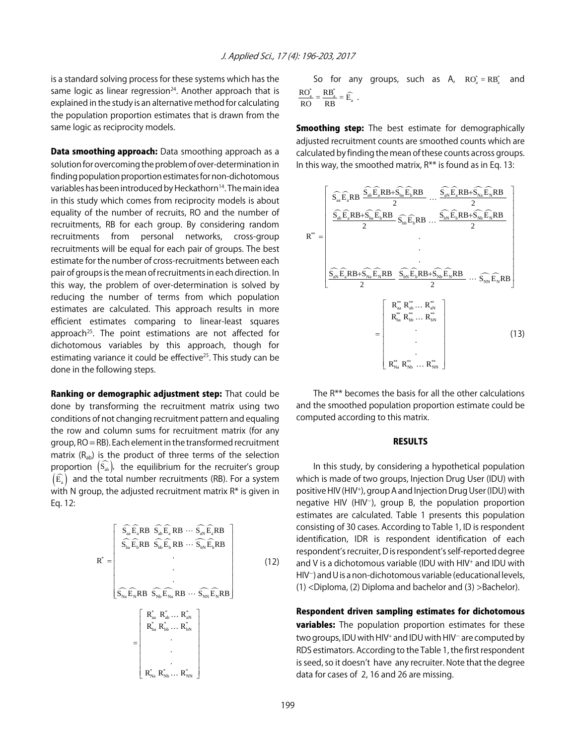is a standard solving process for these systems which has the same logic as linear regression[24]. Another approach that is explained in the study is an alternative method for calculating the population proportion estimates that is drawn from the same logic as reciprocity models.

**Data smoothing approach:** Data smoothing approach as a solution for overcoming the problem of over-determination in finding population proportion estimates for non-dichotomous variables has been introduced by Heckathorn[14]. The main idea in this study which comes from reciprocity models is about equality of the number of recruits, RO and the number of recruitments, RB for each group. By considering random recruitments from personal networks, cross-group recruitments will be equal for each pair of groups. The best estimate for the number of cross-recruitments between each pair of groups is the mean of recruitments in each direction. In this way, the problem of over-determination is solved by reducing the number of terms from which population estimates are calculated. This approach results in more efficient estimates comparing to linear-least squares approach[25]. The point estimations are not affected for dichotomous variables by this approach, though for estimating variance it could be effective[25]. This study can be done in the following steps.

**Ranking or demographic adjustment step:** That could be done by transforming the recruitment matrix using two conditions of not changing recruitment pattern and equaling the row and column sums for recruitment matrix (for any group, RO = RB). Each element in the transformed recruitment matrix ($R_{ab}$) is the product of three terms of the selection proportion $\left(\widehat{S_{ab}}\right)$, the equilibrium for the recruiter's group $\left(\widehat{E_a}\right)$ and the total number recruitments (RB). For a system with N group, the adjusted recruitment matrix R* is given in Eq. 12:

$$
R^* = \begin{bmatrix} \widehat{S_{aa}}\widehat{E_a}RB & \widehat{S_{ab}}\widehat{E_a}RB & \cdots & \widehat{S_{aN}}\widehat{E_a}RB \\ \widehat{S_{ba}}\widehat{E_b}RB & \widehat{S_{bb}}\widehat{E_b}RB & \cdots & \widehat{S_{bN}}\widehat{E_b}RB \\ & & \cdot & \\ & & \cdot & \\ & & \cdot & \\ \widehat{S_{Na}}\widehat{E_N}RB & \widehat{S_{Nb}}\widehat{E_{Na}}RB & \cdots & \widehat{S_{NN}}\widehat{E_N}RB \end{bmatrix} = \begin{bmatrix} R^*_{aa} & R^*_{ab} & \ldots & R^*_{aN} \\ R^*_{ba} & R^*_{bb} & \ldots & R^*_{bN} \\ & \cdot & & \\ & \cdot & & \\ & \cdot & & \\ R^*_{Na} & R^*_{Nb} & \ldots & R^*_{NN} \end{bmatrix} \quad (12)
$$

So for any groups, such as A, $RO^*_a = RB^*_a$ and $\frac{RO^*_a}{RO} = \frac{RB^*_a}{RB} = \widehat{E_a}$.

**Smoothing step:** The best estimate for demographically adjusted recruitment counts are smoothed counts which are calculated by finding the mean of these counts across groups. In this way, the smoothed matrix, R** is found as in Eq. 13:

$$
R^{**} = \begin{bmatrix} \widehat{S_{aa}}\widehat{E_a}RB & \frac{\widehat{S_{ab}}\widehat{E_a}RB+\widehat{S_{ba}}\widehat{E_b}RB}{2} & \ldots & \frac{\widehat{S_{aN}}\widehat{E_a}RB+\widehat{S_{Na}}\widehat{E_N}RB}{2} \\ \frac{\widehat{S_{ab}}\widehat{E_a}RB+\widehat{S_{ba}}\widehat{E_b}RB}{2} & \widehat{S_{bb}}\widehat{E_b}RB & \ldots & \frac{\widehat{S_{bN}}\widehat{E_b}RB+\widehat{S_{Nb}}\widehat{E_N}RB}{2} \\ & & \cdot & \\ & & \cdot & \\ & & \cdot & \\ \frac{\widehat{S_{aN}}\widehat{E_a}RB+\widehat{S_{Na}}\widehat{E_N}RB}{2} & \frac{\widehat{S_{bN}}\widehat{E_b}RB+\widehat{S_{Nb}}\widehat{E_N}RB}{2} & \ldots & \widehat{S_{NN}}\widehat{E_N}RB \end{bmatrix} = \begin{bmatrix} R^{**}_{aa} & R^{**}_{ab} & \ldots & R^{**}_{aN} \\ R^{**}_{ba} & R^{**}_{bb} & \ldots & R^{**}_{bN} \\ & \cdot & & \\ & \cdot & & \\ & \cdot & & \\ R^{**}_{Na} & R^{**}_{Nb} & \ldots & R^{**}_{NN} \end{bmatrix} \quad (13)
$$

The R** becomes the basis for all the other calculations and the smoothed population proportion estimate could be computed according to this matrix.

## RESULTS

In this study, by considering a hypothetical population which is made of two groups, Injection Drug User (IDU) with positive HIV ($HIV^+$), group A and Injection Drug User (IDU) with negative HIV ($HIV^-$), group B, the population proportion estimates are calculated. Table 1 presents this population consisting of 30 cases. According to Table 1, ID is respondent identification, IDR is respondent identification of each respondent's recruiter, D is respondent's self-reported degree and V is a dichotomous variable (IDU with $HIV^+$ and IDU with $HIV^-$) and U is a non-dichotomous variable (educational levels, (1) <Diploma, (2) Diploma and bachelor and (3) >Bachelor).

**Respondent driven sampling estimates for dichotomous variables:** The population proportion estimates for these two groups, IDU with $HIV^+$ and IDU with $HIV^-$ are computed by RDS estimators. According to the Table 1, the first respondent is seed, so it doesn't have any recruiter. Note that the degree data for cases of 2, 16 and 26 are missing.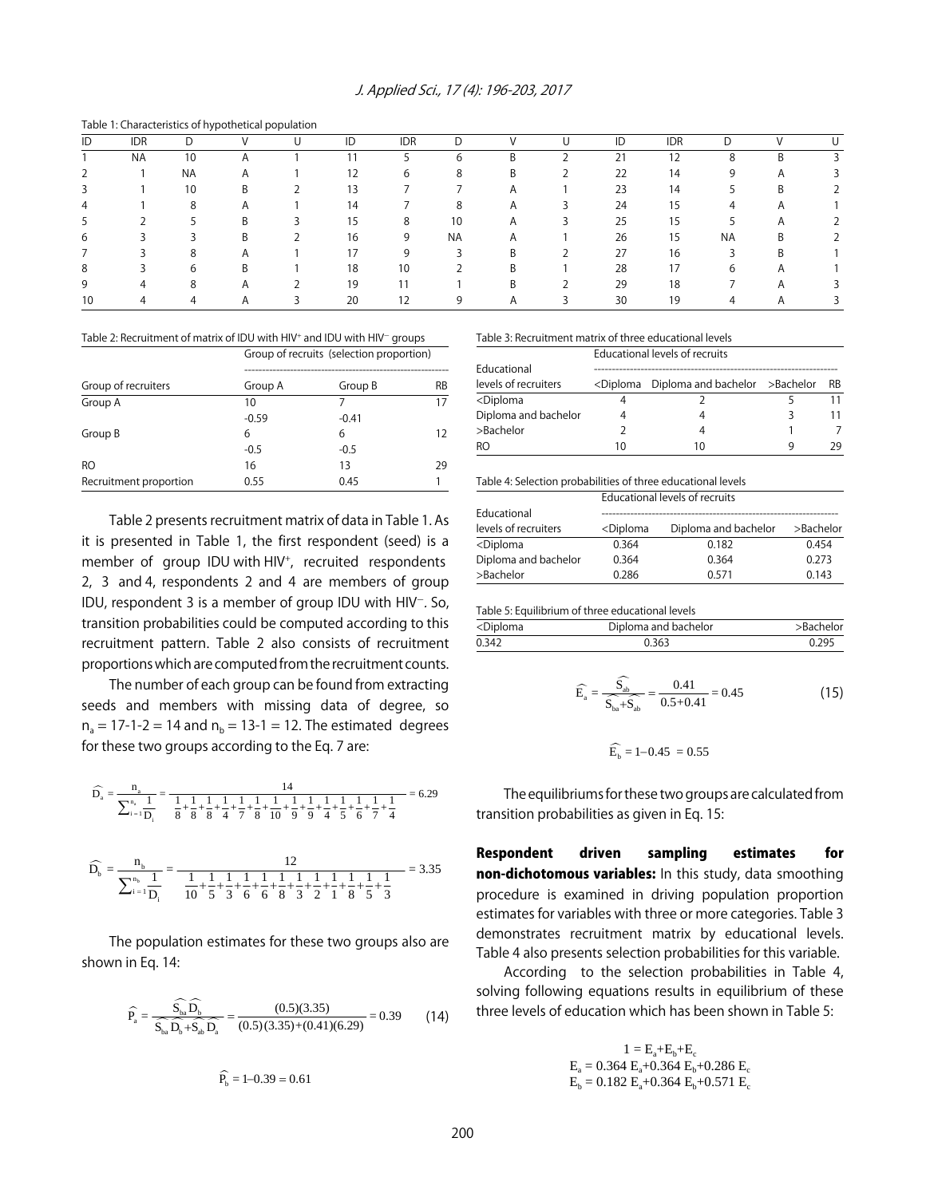Table 1: Characteristics of hypothetical population

| ID | IDR | D | V | U | ID | IDR | D | V | U | ID | IDR | D | V | U |
|---|---|---|---|---|---|---|---|---|---|---|---|---|---|---|
| 1 | NA | 10 | A | 1 | 11 | 5 | 6 | B | 2 | 21 | 12 | 8 | B | 3 |
| 2 | 1 | NA | A | 1 | 12 | 6 | 8 | B | 2 | 22 | 14 | 9 | A | 3 |
| 3 | 1 | 10 | B | 2 | 13 | 7 | 7 | A | 1 | 23 | 14 | 5 | B | 2 |
| 4 | 1 | 8 | A | 1 | 14 | 7 | 8 | A | 3 | 24 | 15 | 4 | A | 1 |
| 5 | 2 | 5 | B | 3 | 15 | 8 | 10 | A | 3 | 25 | 15 | 5 | A | 2 |
| 6 | 3 | 3 | B | 2 | 16 | 9 | NA | A | 1 | 26 | 15 | NA | B | 2 |
| 7 | 3 | 8 | A | 1 | 17 | 9 | 3 | B | 2 | 27 | 16 | 3 | B | 1 |
| 8 | 3 | 6 | B | 1 | 18 | 10 | 2 | B | 1 | 28 | 17 | 6 | A | 1 |
| 9 | 4 | 8 | A | 2 | 19 | 11 | 1 | B | 2 | 29 | 18 | 7 | A | 3 |
| 10 | 4 | 4 | A | 3 | 20 | 12 | 9 | A | 3 | 30 | 19 | 4 | A | 3 |

Table 2: Recruitment of matrix of IDU with HIV+ and IDU with HIV− groups

| | Group of recruits (selection proportion) | | |
|---|---|---|---|
| Group of recruiters | Group A | Group B | RB |
| Group A | 10 | 7 | 17 |
| | -0.59 | -0.41 | |
| Group B | 6 | 6 | 12 |
| | -0.5 | -0.5 | |
| RO | 16 | 13 | 29 |
| Recruitment proportion | 0.55 | 0.45 | 1 |

Table 2 presents recruitment matrix of data in Table 1. As it is presented in Table 1, the first respondent (seed) is a member of group IDU with HIV+, recruited respondents 2, 3 and 4, respondents 2 and 4 are members of group IDU, respondent 3 is a member of group IDU with HIV−. So, transition probabilities could be computed according to this recruitment pattern. Table 2 also consists of recruitment proportions which are computed from the recruitment counts.

The number of each group can be found from extracting seeds and members with missing data of degree, so $n_a = 17-1-2 = 14$ and $n_b = 13-1 = 12$. The estimated degrees for these two groups according to the Eq. 7 are:

$$\widehat{D_a} = \frac{n_a}{\sum_{i=1}^{n_a}\frac{1}{D_i}} = \frac{14}{\frac{1}{8}+\frac{1}{8}+\frac{1}{8}+\frac{1}{4}+\frac{1}{7}+\frac{1}{8}+\frac{1}{10}+\frac{1}{9}+\frac{1}{9}+\frac{1}{4}+\frac{1}{5}+\frac{1}{6}+\frac{1}{7}+\frac{1}{4}} = 6.29$$

$$\widehat{D_b} = \frac{n_b}{\sum_{i=1}^{n_b}\frac{1}{D_i}} = \frac{12}{\frac{1}{10}+\frac{1}{5}+\frac{1}{3}+\frac{1}{6}+\frac{1}{6}+\frac{1}{8}+\frac{1}{3}+\frac{1}{2}+\frac{1}{1}+\frac{1}{8}+\frac{1}{5}+\frac{1}{3}} = 3.35$$

The population estimates for these two groups also are shown in Eq. 14:

$$\widehat{P_a} = \frac{\widehat{S_{ba}}\,\widehat{D_b}}{\widehat{S_{ba}}\,\widehat{D_b}+\widehat{S_{ab}}\,\widehat{D_a}} = \frac{(0.5)(3.35)}{(0.5)(3.35)+(0.41)(6.29)} = 0.39 \quad (14)$$

$$\widehat{P_b} = 1-0.39 = 0.61$$

Table 3: Recruitment matrix of three educational levels

| | Educational levels of recruits | | | |
|---|---|---|---|---|
| Educational levels of recruiters | <Diploma | Diploma and bachelor | >Bachelor | RB |
| <Diploma | 4 | 2 | 5 | 11 |
| Diploma and bachelor | 4 | 4 | 3 | 11 |
| >Bachelor | 2 | 4 | 1 | 7 |
| RO | 10 | 10 | 9 | 29 |

Table 4: Selection probabilities of three educational levels

| | Educational levels of recruits | | |
|---|---|---|---|
| Educational levels of recruiters | <Diploma | Diploma and bachelor | >Bachelor |
| <Diploma | 0.364 | 0.182 | 0.454 |
| Diploma and bachelor | 0.364 | 0.364 | 0.273 |
| >Bachelor | 0.286 | 0.571 | 0.143 |

Table 5: Equilibrium of three educational levels

| <Diploma | Diploma and bachelor | >Bachelor |
|---|---|---|
| 0.342 | 0.363 | 0.295 |

$$\widehat{E_a} = \frac{\widehat{S_{ab}}}{\widehat{S_{ba}}+\widehat{S_{ab}}} = \frac{0.41}{0.5+0.41} = 0.45 \quad (15)$$

$$\widehat{E_b} = 1-0.45 = 0.55$$

The equilibriums for these two groups are calculated from transition probabilities as given in Eq. 15:

**Respondent driven sampling estimates for non-dichotomous variables:** In this study, data smoothing procedure is examined in driving population proportion estimates for variables with three or more categories. Table 3 demonstrates recruitment matrix by educational levels. Table 4 also presents selection probabilities for this variable.

According to the selection probabilities in Table 4, solving following equations results in equilibrium of these three levels of education which has been shown in Table 5:

$$1 = E_a+E_b+E_c$$
$$E_a = 0.364\,E_a+0.364\,E_b+0.286\,E_c$$
$$E_b = 0.182\,E_a+0.364\,E_b+0.571\,E_c$$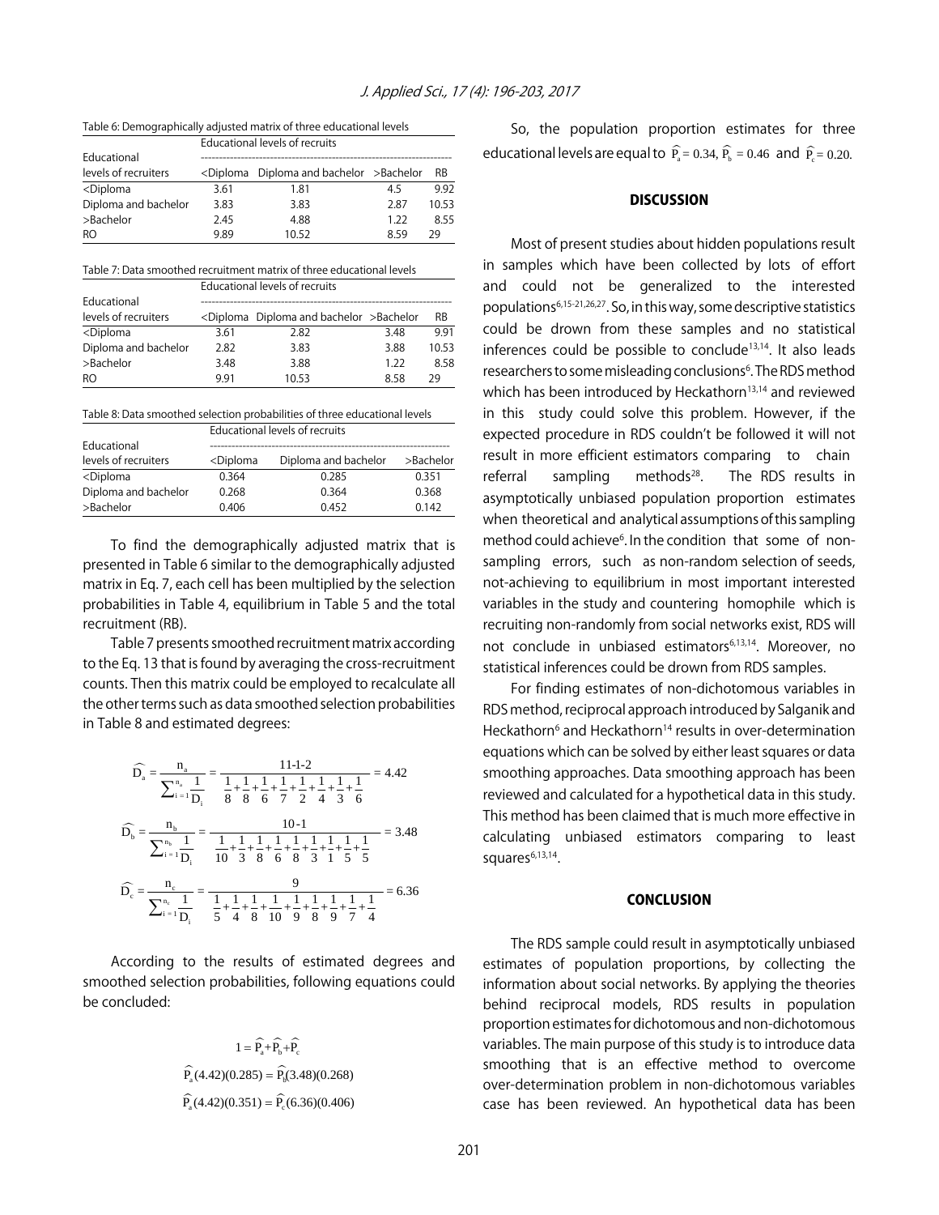Table 6: Demographically adjusted matrix of three educational levels

| Educational levels of recruiters | Educational levels of recruits | | | |
|---|---|---|---|---|
| | <Diploma | Diploma and bachelor | >Bachelor | RB |
| <Diploma | 3.61 | 1.81 | 4.5 | 9.92 |
| Diploma and bachelor | 3.83 | 3.83 | 2.87 | 10.53 |
| >Bachelor | 2.45 | 4.88 | 1.22 | 8.55 |
| RO | 9.89 | 10.52 | 8.59 | 29 |

Table 7: Data smoothed recruitment matrix of three educational levels

| Educational levels of recruiters | Educational levels of recruits | | | |
|---|---|---|---|---|
| | <Diploma | Diploma and bachelor | >Bachelor | RB |
| <Diploma | 3.61 | 2.82 | 3.48 | 9.91 |
| Diploma and bachelor | 2.82 | 3.83 | 3.88 | 10.53 |
| >Bachelor | 3.48 | 3.88 | 1.22 | 8.58 |
| RO | 9.91 | 10.53 | 8.58 | 29 |

Table 8: Data smoothed selection probabilities of three educational levels

| Educational levels of recruiters | Educational levels of recruits | | |
|---|---|---|---|
| | <Diploma | Diploma and bachelor | >Bachelor |
| <Diploma | 0.364 | 0.285 | 0.351 |
| Diploma and bachelor | 0.268 | 0.364 | 0.368 |
| >Bachelor | 0.406 | 0.452 | 0.142 |

To find the demographically adjusted matrix that is presented in Table 6 similar to the demographically adjusted matrix in Eq. 7, each cell has been multiplied by the selection probabilities in Table 4, equilibrium in Table 5 and the total recruitment (RB).

Table 7 presents smoothed recruitment matrix according to the Eq. 13 that is found by averaging the cross-recruitment counts. Then this matrix could be employed to recalculate all the other terms such as data smoothed selection probabilities in Table 8 and estimated degrees:

$$\widehat{D}_a = \frac{n_a}{\sum_{i=1}^{n_a}\frac{1}{D_i}} = \frac{11\text{-}1\text{-}2}{\frac{1}{8}+\frac{1}{8}+\frac{1}{6}+\frac{1}{7}+\frac{1}{2}+\frac{1}{4}+\frac{1}{3}+\frac{1}{6}} = 4.42$$

$$\widehat{D}_b = \frac{n_b}{\sum_{i=1}^{n_b}\frac{1}{D_i}} = \frac{10\text{-}1}{\frac{1}{10}+\frac{1}{3}+\frac{1}{8}+\frac{1}{6}+\frac{1}{8}+\frac{1}{3}+\frac{1}{1}+\frac{1}{5}+\frac{1}{5}} = 3.48$$

$$\widehat{D}_c = \frac{n_c}{\sum_{i=1}^{n_c}\frac{1}{D_i}} = \frac{9}{\frac{1}{5}+\frac{1}{4}+\frac{1}{8}+\frac{1}{10}+\frac{1}{9}+\frac{1}{8}+\frac{1}{9}+\frac{1}{7}+\frac{1}{4}} = 6.36$$

According to the results of estimated degrees and smoothed selection probabilities, following equations could be concluded:

$$1 = \widehat{P}_a + \widehat{P}_b + \widehat{P}_c$$

$$\widehat{P}_a(4.42)(0.285) = \widehat{P}_b(3.48)(0.268)$$

$$\widehat{P}_a(4.42)(0.351) = \widehat{P}_c(6.36)(0.406)$$

So, the population proportion estimates for three educational levels are equal to $\widehat{P}_a = 0.34$, $\widehat{P}_b = 0.46$ and $\widehat{P}_c = 0.20$.

## DISCUSSION

Most of present studies about hidden populations result in samples which have been collected by lots of effort and could not be generalized to the interested populations[6,15-21,26,27]. So, in this way, some descriptive statistics could be drown from these samples and no statistical inferences could be possible to conclude[13,14]. It also leads researchers to some misleading conclusions[6]. The RDS method which has been introduced by Heckathorn[13,14] and reviewed in this study could solve this problem. However, if the expected procedure in RDS couldn't be followed it will not result in more efficient estimators comparing to chain referral sampling methods[28]. The RDS results in asymptotically unbiased population proportion estimates when theoretical and analytical assumptions of this sampling method could achieve[6]. In the condition that some of non-sampling errors, such as non-random selection of seeds, not-achieving to equilibrium in most important interested variables in the study and countering homophile which is recruiting non-randomly from social networks exist, RDS will not conclude in unbiased estimators[6,13,14]. Moreover, no statistical inferences could be drown from RDS samples.

For finding estimates of non-dichotomous variables in RDS method, reciprocal approach introduced by Salganik and Heckathorn[6] and Heckathorn[14] results in over-determination equations which can be solved by either least squares or data smoothing approaches. Data smoothing approach has been reviewed and calculated for a hypothetical data in this study. This method has been claimed that is much more effective in calculating unbiased estimators comparing to least squares[6,13,14].

## CONCLUSION

The RDS sample could result in asymptotically unbiased estimates of population proportions, by collecting the information about social networks. By applying the theories behind reciprocal models, RDS results in population proportion estimates for dichotomous and non-dichotomous variables. The main purpose of this study is to introduce data smoothing that is an effective method to overcome over-determination problem in non-dichotomous variables case has been reviewed. An hypothetical data has been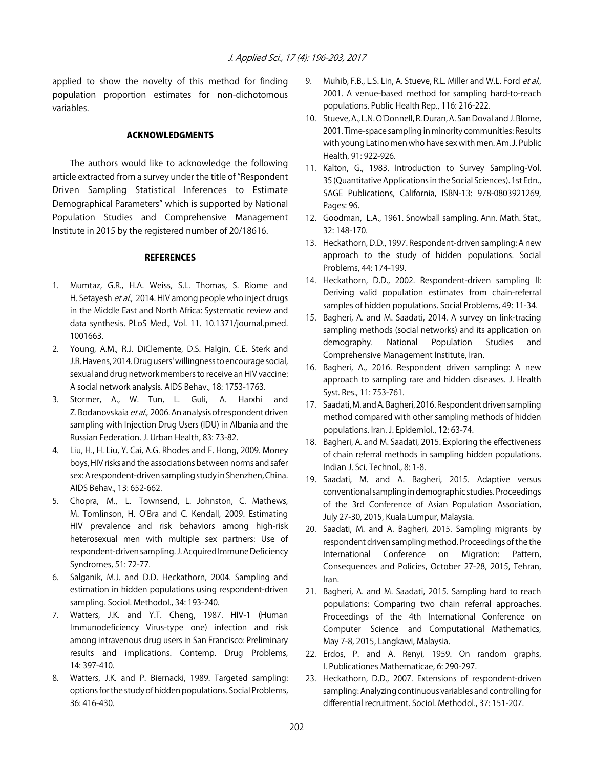applied to show the novelty of this method for finding population proportion estimates for non-dichotomous variables.

## ACKNOWLEDGMENTS

The authors would like to acknowledge the following article extracted from a survey under the title of "Respondent Driven Sampling Statistical Inferences to Estimate Demographical Parameters" which is supported by National Population Studies and Comprehensive Management Institute in 2015 by the registered number of 20/18616.

## REFERENCES

1. Mumtaz, G.R., H.A. Weiss, S.L. Thomas, S. Riome and H. Setayesh *et al*., 2014. HIV among people who inject drugs in the Middle East and North Africa: Systematic review and data synthesis. PLoS Med., Vol. 11. 10.1371/journal.pmed.1001663.
2. Young, A.M., R.J. DiClemente, D.S. Halgin, C.E. Sterk and J.R. Havens, 2014. Drug users' willingness to encourage social, sexual and drug network members to receive an HIV vaccine: A social network analysis. AIDS Behav., 18: 1753-1763.
3. Stormer, A., W. Tun, L. Guli, A. Harxhi and Z. Bodanovskaia *et al*., 2006. An analysis of respondent driven sampling with Injection Drug Users (IDU) in Albania and the Russian Federation. J. Urban Health, 83: 73-82.
4. Liu, H., H. Liu, Y. Cai, A.G. Rhodes and F. Hong, 2009. Money boys, HIV risks and the associations between norms and safer sex: A respondent-driven sampling study in Shenzhen, China. AIDS Behav., 13: 652-662.
5. Chopra, M., L. Townsend, L. Johnston, C. Mathews, M. Tomlinson, H. O'Bra and C. Kendall, 2009. Estimating HIV prevalence and risk behaviors among high-risk heterosexual men with multiple sex partners: Use of respondent-driven sampling. J. Acquired Immune Deficiency Syndromes, 51: 72-77.
6. Salganik, M.J. and D.D. Heckathorn, 2004. Sampling and estimation in hidden populations using respondent-driven sampling. Sociol. Methodol., 34: 193-240.
7. Watters, J.K. and Y.T. Cheng, 1987. HIV-1 (Human Immunodeficiency Virus-type one) infection and risk among intravenous drug users in San Francisco: Preliminary results and implications. Contemp. Drug Problems, 14: 397-410.
8. Watters, J.K. and P. Biernacki, 1989. Targeted sampling: options for the study of hidden populations. Social Problems, 36: 416-430.
9. Muhib, F.B., L.S. Lin, A. Stueve, R.L. Miller and W.L. Ford *et al*., 2001. A venue-based method for sampling hard-to-reach populations. Public Health Rep., 116: 216-222.
10. Stueve, A., L.N. O'Donnell, R. Duran, A. San Doval and J. Blome, 2001. Time-space sampling in minority communities: Results with young Latino men who have sex with men. Am. J. Public Health, 91: 922-926.
11. Kalton, G., 1983. Introduction to Survey Sampling-Vol. 35 (Quantitative Applications in the Social Sciences). 1st Edn., SAGE Publications, California, ISBN-13: 978-0803921269, Pages: 96.
12. Goodman, L.A., 1961. Snowball sampling. Ann. Math. Stat., 32: 148-170.
13. Heckathorn, D.D., 1997. Respondent-driven sampling: A new approach to the study of hidden populations. Social Problems, 44: 174-199.
14. Heckathorn, D.D., 2002. Respondent-driven sampling II: Deriving valid population estimates from chain-referral samples of hidden populations. Social Problems, 49: 11-34.
15. Bagheri, A. and M. Saadati, 2014. A survey on link-tracing sampling methods (social networks) and its application on demography. National Population Studies and Comprehensive Management Institute, Iran.
16. Bagheri, A., 2016. Respondent driven sampling: A new approach to sampling rare and hidden diseases. J. Health Syst. Res., 11: 753-761.
17. Saadati, M. and A. Bagheri, 2016. Respondent driven sampling method compared with other sampling methods of hidden populations. Iran. J. Epidemiol., 12: 63-74.
18. Bagheri, A. and M. Saadati, 2015. Exploring the effectiveness of chain referral methods in sampling hidden populations. Indian J. Sci. Technol., 8: 1-8.
19. Saadati, M. and A. Bagheri, 2015. Adaptive versus conventional sampling in demographic studies. Proceedings of the 3rd Conference of Asian Population Association, July 27-30, 2015, Kuala Lumpur, Malaysia.
20. Saadati, M. and A. Bagheri, 2015. Sampling migrants by respondent driven sampling method. Proceedings of the the International Conference on Migration: Pattern, Consequences and Policies, October 27-28, 2015, Tehran, Iran.
21. Bagheri, A. and M. Saadati, 2015. Sampling hard to reach populations: Comparing two chain referral approaches. Proceedings of the 4th International Conference on Computer Science and Computational Mathematics, May 7-8, 2015, Langkawi, Malaysia.
22. Erdos, P. and A. Renyi, 1959. On random graphs, I. Publicationes Mathematicae, 6: 290-297.
23. Heckathorn, D.D., 2007. Extensions of respondent-driven sampling: Analyzing continuous variables and controlling for differential recruitment. Sociol. Methodol., 37: 151-207.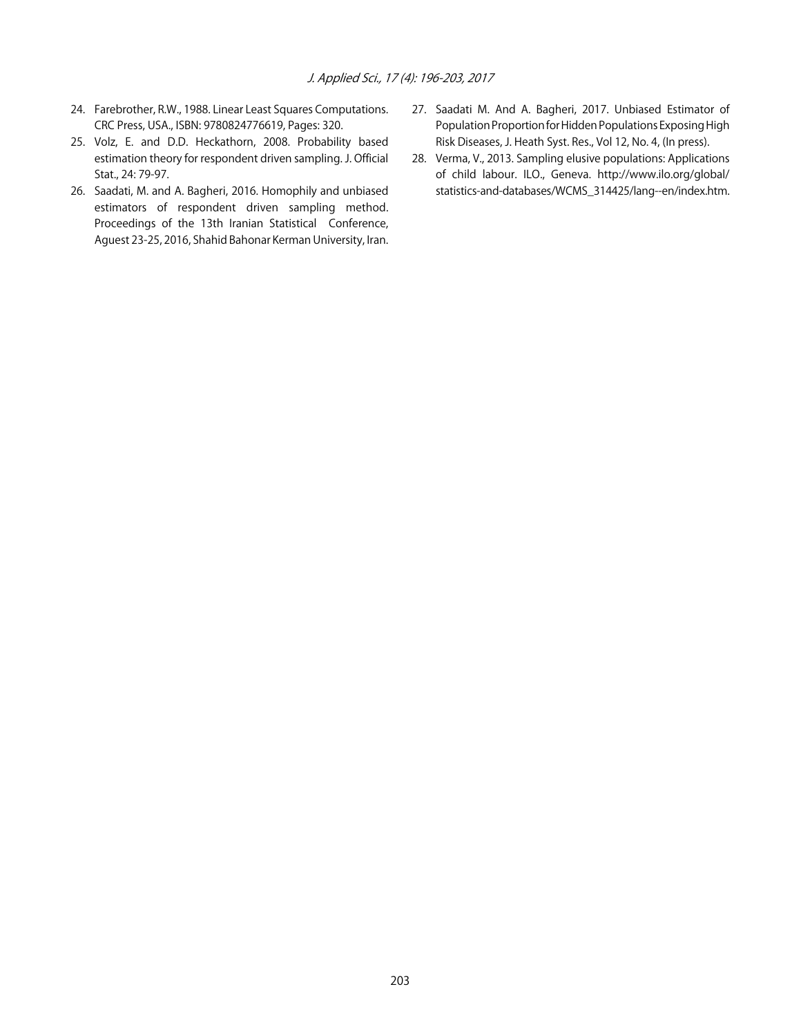24. Farebrother, R.W., 1988. Linear Least Squares Computations. CRC Press, USA., ISBN: 9780824776619, Pages: 320.
25. Volz, E. and D.D. Heckathorn, 2008. Probability based estimation theory for respondent driven sampling. J. Official Stat., 24: 79-97.
26. Saadati, M. and A. Bagheri, 2016. Homophily and unbiased estimators of respondent driven sampling method. Proceedings of the 13th Iranian Statistical Conference, Aguest 23-25, 2016, Shahid Bahonar Kerman University, Iran.
27. Saadati M. And A. Bagheri, 2017. Unbiased Estimator of Population Proportion for Hidden Populations Exposing High Risk Diseases, J. Heath Syst. Res., Vol 12, No. 4, (In press).
28. Verma, V., 2013. Sampling elusive populations: Applications of child labour. ILO., Geneva. http://www.ilo.org/global/statistics-and-databases/WCMS_314425/lang--en/index.htm.